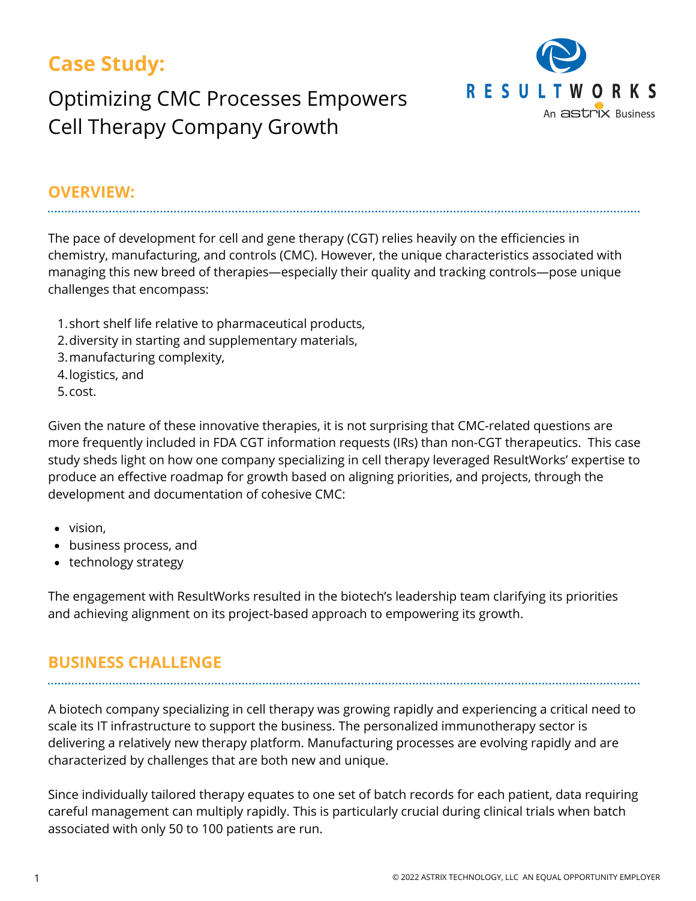# Case Study:

## Optimizing CMC Processes Empowers Cell Therapy Company Growth

RESULTWORKS
An astrix Business

## OVERVIEW:

The pace of development for cell and gene therapy (CGT) relies heavily on the efficiencies in chemistry, manufacturing, and controls (CMC). However, the unique characteristics associated with managing this new breed of therapies—especially their quality and tracking controls—pose unique challenges that encompass:

1. short shelf life relative to pharmaceutical products,
2. diversity in starting and supplementary materials,
3. manufacturing complexity,
4. logistics, and
5. cost.

Given the nature of these innovative therapies, it is not surprising that CMC-related questions are more frequently included in FDA CGT information requests (IRs) than non-CGT therapeutics. This case study sheds light on how one company specializing in cell therapy leveraged ResultWorks' expertise to produce an effective roadmap for growth based on aligning priorities, and projects, through the development and documentation of cohesive CMC:

- vision,
- business process, and
- technology strategy

The engagement with ResultWorks resulted in the biotech's leadership team clarifying its priorities and achieving alignment on its project-based approach to empowering its growth.

## BUSINESS CHALLENGE

A biotech company specializing in cell therapy was growing rapidly and experiencing a critical need to scale its IT infrastructure to support the business. The personalized immunotherapy sector is delivering a relatively new therapy platform. Manufacturing processes are evolving rapidly and are characterized by challenges that are both new and unique.

Since individually tailored therapy equates to one set of batch records for each patient, data requiring careful management can multiply rapidly. This is particularly crucial during clinical trials when batch associated with only 50 to 100 patients are run.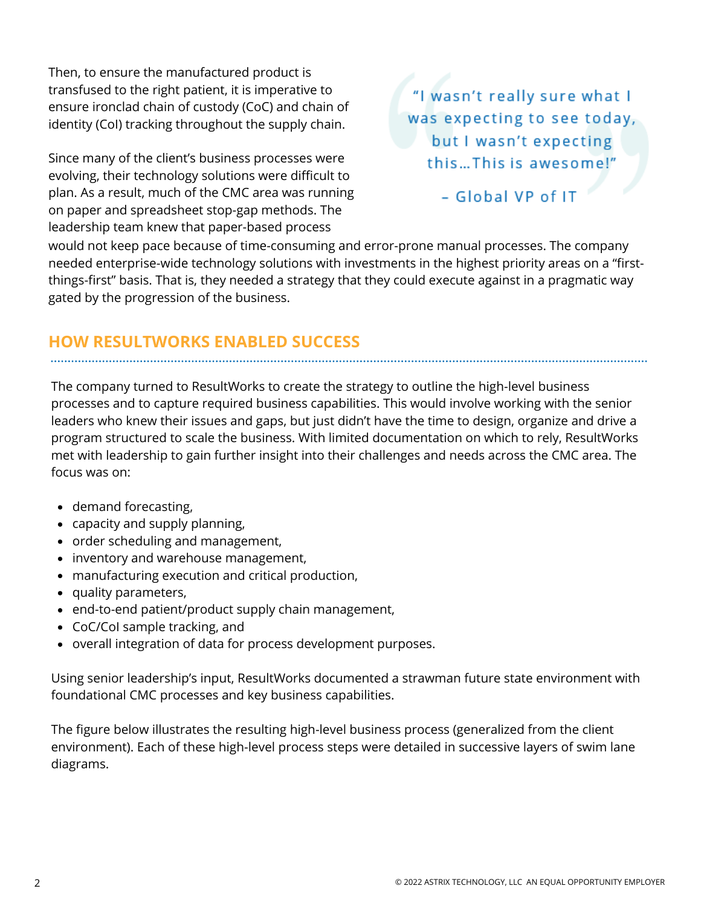Then, to ensure the manufactured product is transfused to the right patient, it is imperative to ensure ironclad chain of custody (CoC) and chain of identity (CoI) tracking throughout the supply chain.

> "I wasn't really sure what I was expecting to see today, but I wasn't expecting this…This is awesome!"
>
> – Global VP of IT

Since many of the client's business processes were evolving, their technology solutions were difficult to plan. As a result, much of the CMC area was running on paper and spreadsheet stop-gap methods. The leadership team knew that paper-based process would not keep pace because of time-consuming and error-prone manual processes. The company needed enterprise-wide technology solutions with investments in the highest priority areas on a "first-things-first" basis. That is, they needed a strategy that they could execute against in a pragmatic way gated by the progression of the business.

## HOW RESULTWORKS ENABLED SUCCESS

The company turned to ResultWorks to create the strategy to outline the high-level business processes and to capture required business capabilities. This would involve working with the senior leaders who knew their issues and gaps, but just didn't have the time to design, organize and drive a program structured to scale the business. With limited documentation on which to rely, ResultWorks met with leadership to gain further insight into their challenges and needs across the CMC area. The focus was on:

- demand forecasting,
- capacity and supply planning,
- order scheduling and management,
- inventory and warehouse management,
- manufacturing execution and critical production,
- quality parameters,
- end-to-end patient/product supply chain management,
- CoC/CoI sample tracking, and
- overall integration of data for process development purposes.

Using senior leadership's input, ResultWorks documented a strawman future state environment with foundational CMC processes and key business capabilities.

The figure below illustrates the resulting high-level business process (generalized from the client environment). Each of these high-level process steps were detailed in successive layers of swim lane diagrams.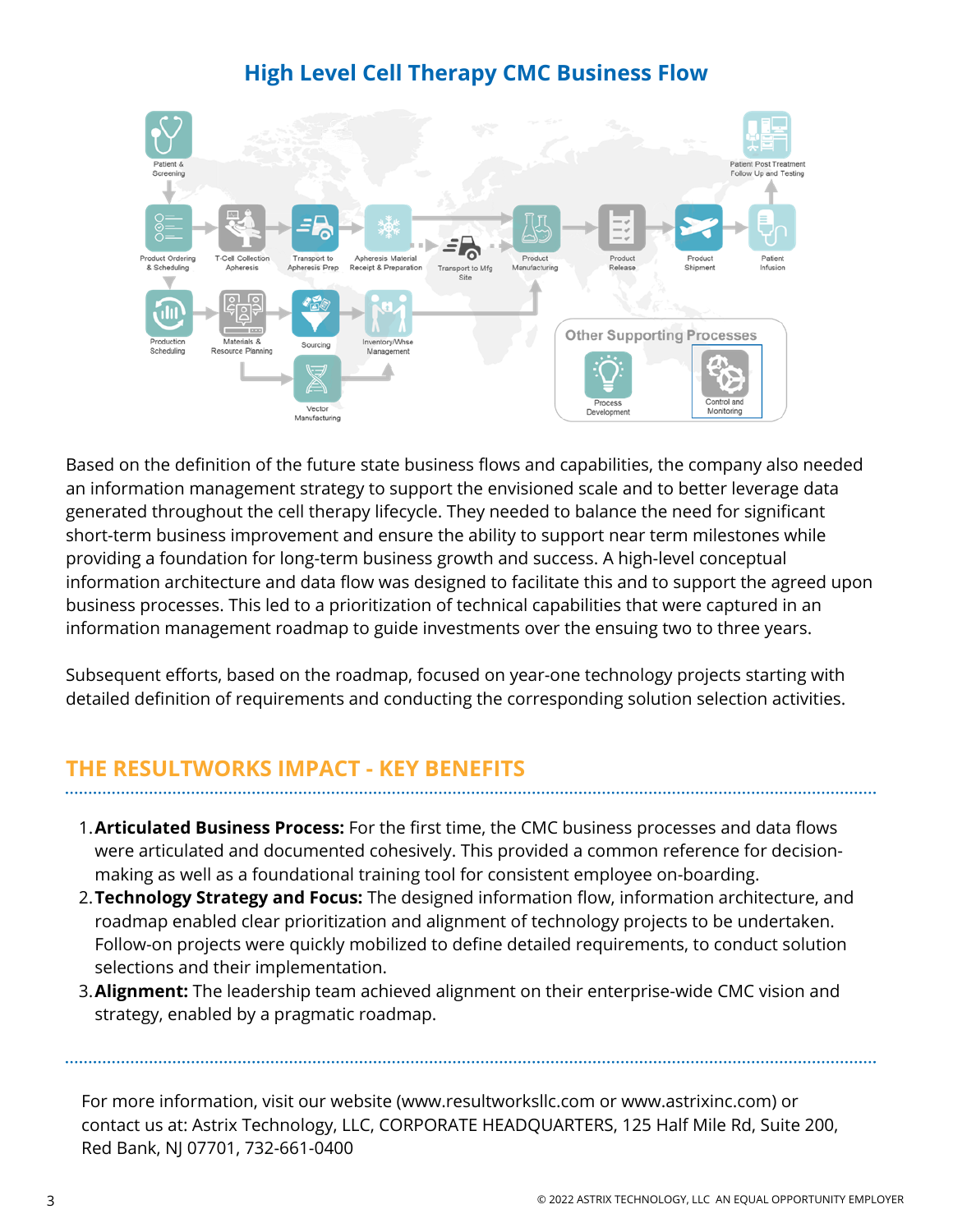## High Level Cell Therapy CMC Business Flow

Patient & Screening
Product Ordering & Scheduling
T-Cell Collection Apheresis
Transport to Apheresis Prep
Apheresis Material Receipt & Preparation
Transport to Mfg Site
Product Manufacturing
Product Release
Product Shipment
Patient Infusion
Patient Post Treatment Follow Up and Testing
Production Scheduling
Materials & Resource Planning
Sourcing
Inventory/Whse Management
Vector Manufacturing
Other Supporting Processes
Process Development
Control and Monitoring

Based on the definition of the future state business flows and capabilities, the company also needed an information management strategy to support the envisioned scale and to better leverage data generated throughout the cell therapy lifecycle. They needed to balance the need for significant short-term business improvement and ensure the ability to support near term milestones while providing a foundation for long-term business growth and success. A high-level conceptual information architecture and data flow was designed to facilitate this and to support the agreed upon business processes. This led to a prioritization of technical capabilities that were captured in an information management roadmap to guide investments over the ensuing two to three years.

Subsequent efforts, based on the roadmap, focused on year-one technology projects starting with detailed definition of requirements and conducting the corresponding solution selection activities.

## THE RESULTWORKS IMPACT - KEY BENEFITS

1. **Articulated Business Process:** For the first time, the CMC business processes and data flows were articulated and documented cohesively. This provided a common reference for decision-making as well as a foundational training tool for consistent employee on-boarding.
2. **Technology Strategy and Focus:** The designed information flow, information architecture, and roadmap enabled clear prioritization and alignment of technology projects to be undertaken. Follow-on projects were quickly mobilized to define detailed requirements, to conduct solution selections and their implementation.
3. **Alignment:** The leadership team achieved alignment on their enterprise-wide CMC vision and strategy, enabled by a pragmatic roadmap.

For more information, visit our website (www.resultworksllc.com or www.astrixinc.com) or contact us at: Astrix Technology, LLC, CORPORATE HEADQUARTERS, 125 Half Mile Rd, Suite 200, Red Bank, NJ 07701, 732-661-0400

© 2022 ASTRIX TECHNOLOGY, LLC AN EQUAL OPPORTUNITY EMPLOYER